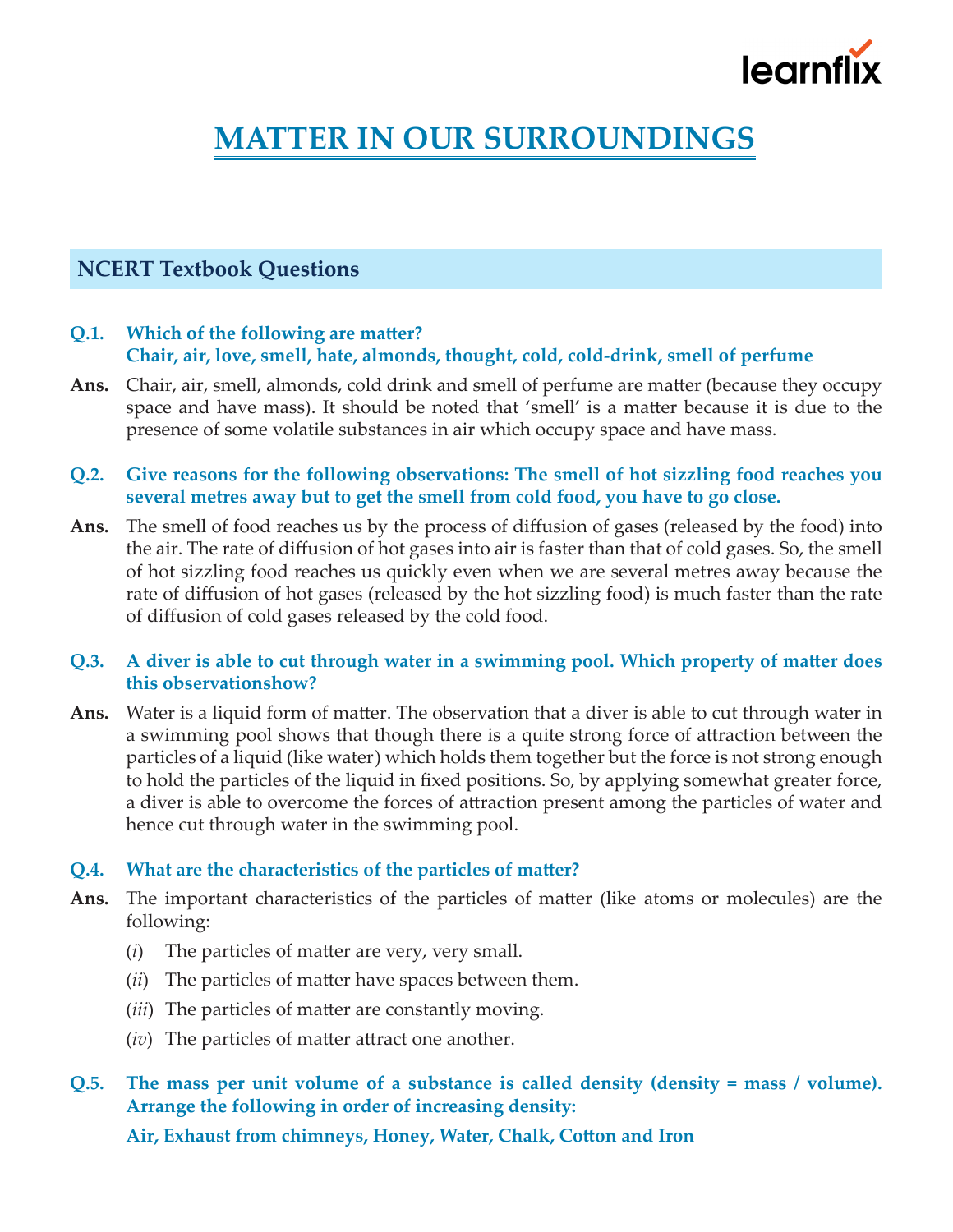# MATTER IN OUR SURROUNDINGS

## NCERT Textbook Questions

**Q.1. Which of the following are matter?
Chair, air, love, smell, hate, almonds, thought, cold, cold-drink, smell of perfume**

**Ans.** Chair, air, smell, almonds, cold drink and smell of perfume are matter (because they occupy space and have mass). It should be noted that 'smell' is a matter because it is due to the presence of some volatile substances in air which occupy space and have mass.

**Q.2. Give reasons for the following observations: The smell of hot sizzling food reaches you several metres away but to get the smell from cold food, you have to go close.**

**Ans.** The smell of food reaches us by the process of diffusion of gases (released by the food) into the air. The rate of diffusion of hot gases into air is faster than that of cold gases. So, the smell of hot sizzling food reaches us quickly even when we are several metres away because the rate of diffusion of hot gases (released by the hot sizzling food) is much faster than the rate of diffusion of cold gases released by the cold food.

**Q.3. A diver is able to cut through water in a swimming pool. Which property of matter does this observationshow?**

**Ans.** Water is a liquid form of matter. The observation that a diver is able to cut through water in a swimming pool shows that though there is a quite strong force of attraction between the particles of a liquid (like water) which holds them together but the force is not strong enough to hold the particles of the liquid in fixed positions. So, by applying somewhat greater force, a diver is able to overcome the forces of attraction present among the particles of water and hence cut through water in the swimming pool.

**Q.4. What are the characteristics of the particles of matter?**

**Ans.** The important characteristics of the particles of matter (like atoms or molecules) are the following:

(*i*) The particles of matter are very, very small.

(*ii*) The particles of matter have spaces between them.

(*iii*) The particles of matter are constantly moving.

(*iv*) The particles of matter attract one another.

**Q.5. The mass per unit volume of a substance is called density (density = mass / volume). Arrange the following in order of increasing density:**

**Air, Exhaust from chimneys, Honey, Water, Chalk, Cotton and Iron**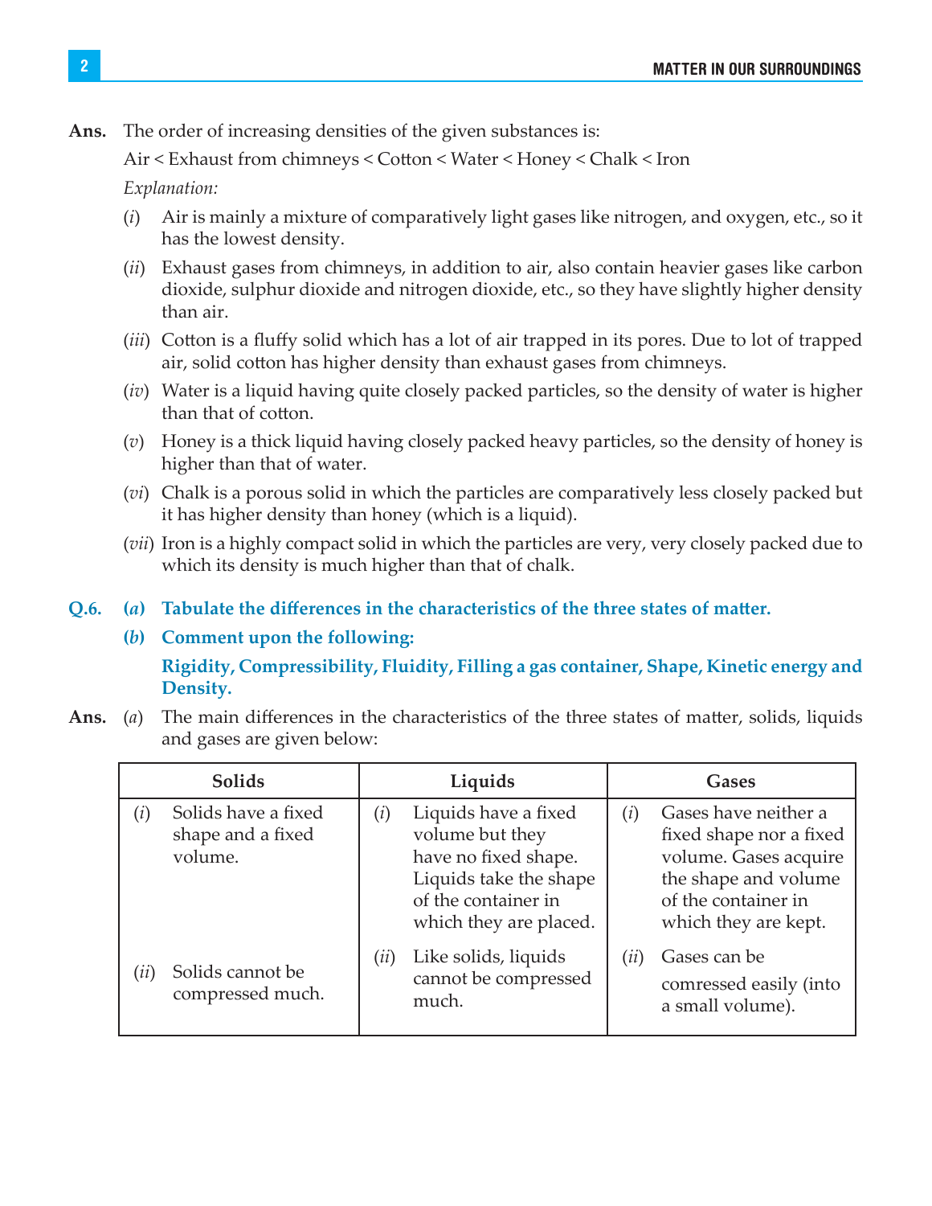**Ans.** The order of increasing densities of the given substances is:

Air < Exhaust from chimneys < Cotton < Water < Honey < Chalk < Iron

*Explanation:*

(*i*) Air is mainly a mixture of comparatively light gases like nitrogen, and oxygen, etc., so it has the lowest density.

(*ii*) Exhaust gases from chimneys, in addition to air, also contain heavier gases like carbon dioxide, sulphur dioxide and nitrogen dioxide, etc., so they have slightly higher density than air.

(*iii*) Cotton is a fluffy solid which has a lot of air trapped in its pores. Due to lot of trapped air, solid cotton has higher density than exhaust gases from chimneys.

(*iv*) Water is a liquid having quite closely packed particles, so the density of water is higher than that of cotton.

(*v*) Honey is a thick liquid having closely packed heavy particles, so the density of honey is higher than that of water.

(*vi*) Chalk is a porous solid in which the particles are comparatively less closely packed but it has higher density than honey (which is a liquid).

(*vii*) Iron is a highly compact solid in which the particles are very, very closely packed due to which its density is much higher than that of chalk.

**Q.6. (*a*) Tabulate the differences in the characteristics of the three states of matter.**

**(*b*) Comment upon the following:**

**Rigidity, Compressibility, Fluidity, Filling a gas container, Shape, Kinetic energy and Density.**

**Ans.** (*a*) The main differences in the characteristics of the three states of matter, solids, liquids and gases are given below:

| Solids | Liquids | Gases |
|---|---|---|
| (*i*) Solids have a fixed shape and a fixed volume. | (*i*) Liquids have a fixed volume but they have no fixed shape. Liquids take the shape of the container in which they are placed. | (*i*) Gases have neither a fixed shape nor a fixed volume. Gases acquire the shape and volume of the container in which they are kept. |
| (*ii*) Solids cannot be compressed much. | (*ii*) Like solids, liquids cannot be compressed much. | (*ii*) Gases can be comressed easily (into a small volume). |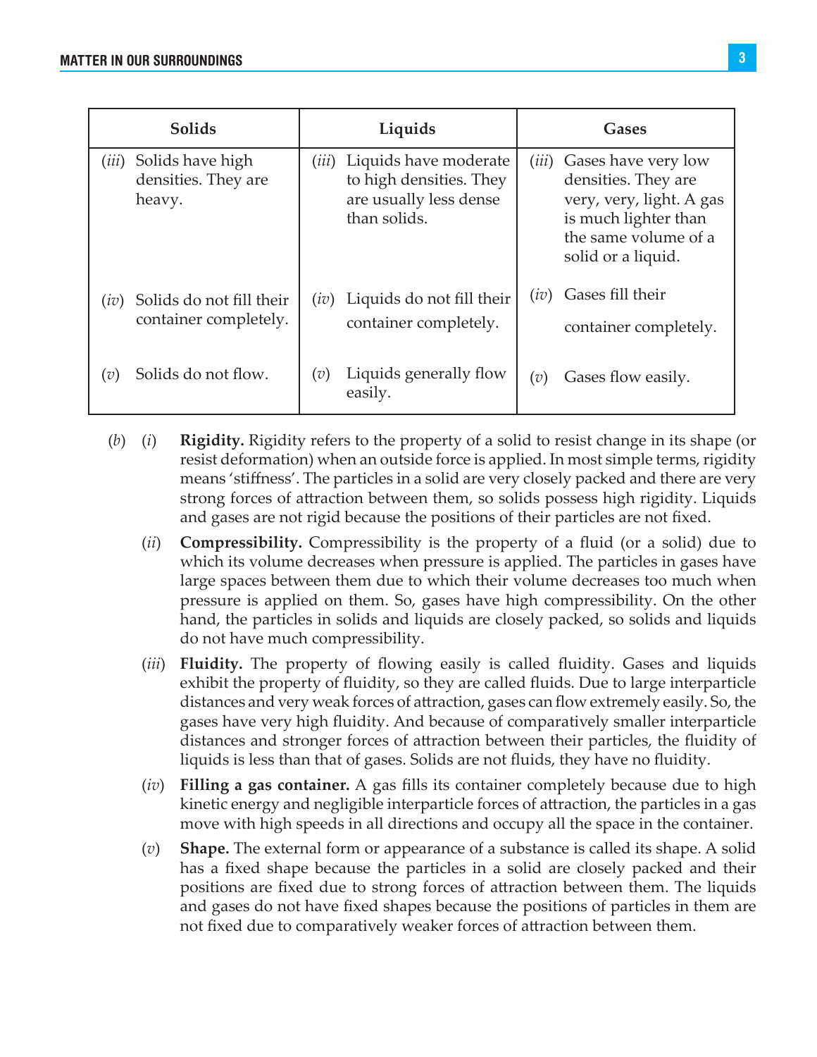| Solids | Liquids | Gases |
|---|---|---|
| (*iii*) Solids have high densities. They are heavy. | (*iii*) Liquids have moderate to high densities. They are usually less dense than solids. | (*iii*) Gases have very low densities. They are very, very, light. A gas is much lighter than the same volume of a solid or a liquid. |
| (*iv*) Solids do not fill their container completely. | (*iv*) Liquids do not fill their container completely. | (*iv*) Gases fill their container completely. |
| (*v*) Solids do not flow. | (*v*) Liquids generally flow easily. | (*v*) Gases flow easily. |

(*b*) (*i*) **Rigidity.** Rigidity refers to the property of a solid to resist change in its shape (or resist deformation) when an outside force is applied. In most simple terms, rigidity means 'stiffness'. The particles in a solid are very closely packed and there are very strong forces of attraction between them, so solids possess high rigidity. Liquids and gases are not rigid because the positions of their particles are not fixed.

(*ii*) **Compressibility.** Compressibility is the property of a fluid (or a solid) due to which its volume decreases when pressure is applied. The particles in gases have large spaces between them due to which their volume decreases too much when pressure is applied on them. So, gases have high compressibility. On the other hand, the particles in solids and liquids are closely packed, so solids and liquids do not have much compressibility.

(*iii*) **Fluidity.** The property of flowing easily is called fluidity. Gases and liquids exhibit the property of fluidity, so they are called fluids. Due to large interparticle distances and very weak forces of attraction, gases can flow extremely easily. So, the gases have very high fluidity. And because of comparatively smaller interparticle distances and stronger forces of attraction between their particles, the fluidity of liquids is less than that of gases. Solids are not fluids, they have no fluidity.

(*iv*) **Filling a gas container.** A gas fills its container completely because due to high kinetic energy and negligible interparticle forces of attraction, the particles in a gas move with high speeds in all directions and occupy all the space in the container.

(*v*) **Shape.** The external form or appearance of a substance is called its shape. A solid has a fixed shape because the particles in a solid are closely packed and their positions are fixed due to strong forces of attraction between them. The liquids and gases do not have fixed shapes because the positions of particles in them are not fixed due to comparatively weaker forces of attraction between them.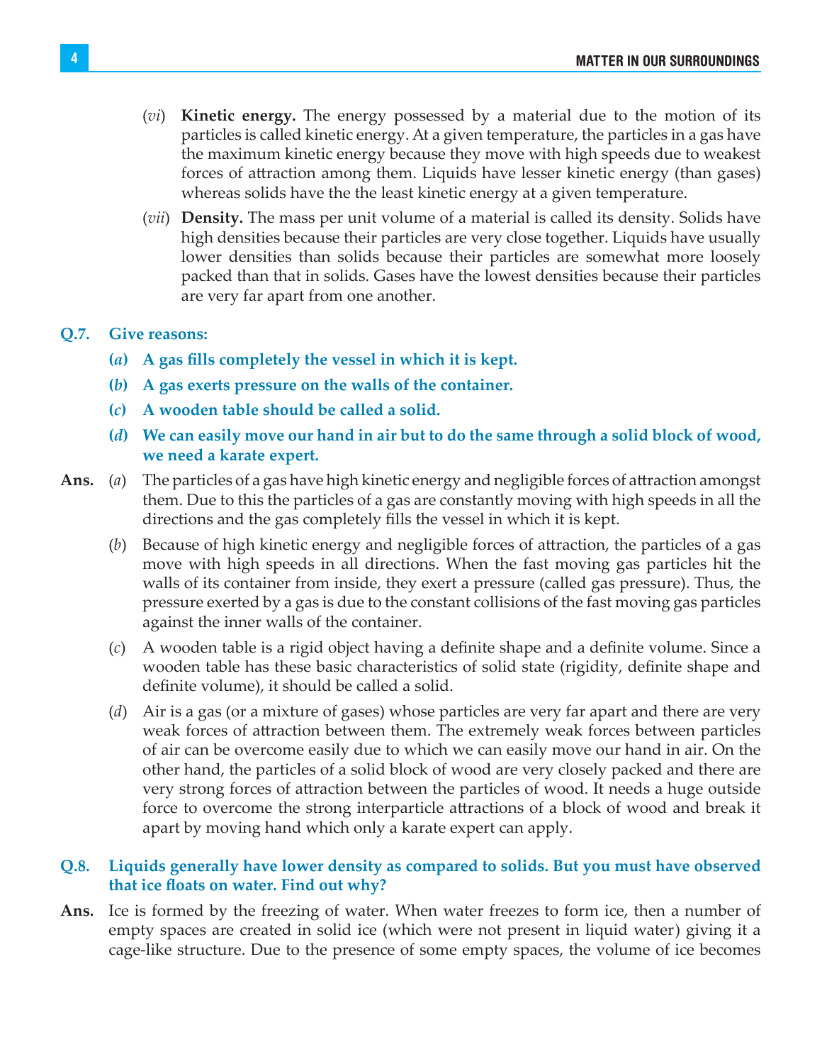(*vi*) **Kinetic energy.** The energy possessed by a material due to the motion of its particles is called kinetic energy. At a given temperature, the particles in a gas have the maximum kinetic energy because they move with high speeds due to weakest forces of attraction among them. Liquids have lesser kinetic energy (than gases) whereas solids have the the least kinetic energy at a given temperature.

(*vii*) **Density.** The mass per unit volume of a material is called its density. Solids have high densities because their particles are very close together. Liquids have usually lower densities than solids because their particles are somewhat more loosely packed than that in solids. Gases have the lowest densities because their particles are very far apart from one another.

**Q.7. Give reasons:**

**(*a*) A gas fills completely the vessel in which it is kept.**

**(*b*) A gas exerts pressure on the walls of the container.**

**(*c*) A wooden table should be called a solid.**

**(*d*) We can easily move our hand in air but to do the same through a solid block of wood, we need a karate expert.**

**Ans.** (*a*) The particles of a gas have high kinetic energy and negligible forces of attraction amongst them. Due to this the particles of a gas are constantly moving with high speeds in all the directions and the gas completely fills the vessel in which it is kept.

(*b*) Because of high kinetic energy and negligible forces of attraction, the particles of a gas move with high speeds in all directions. When the fast moving gas particles hit the walls of its container from inside, they exert a pressure (called gas pressure). Thus, the pressure exerted by a gas is due to the constant collisions of the fast moving gas particles against the inner walls of the container.

(*c*) A wooden table is a rigid object having a definite shape and a definite volume. Since a wooden table has these basic characteristics of solid state (rigidity, definite shape and definite volume), it should be called a solid.

(*d*) Air is a gas (or a mixture of gases) whose particles are very far apart and there are very weak forces of attraction between them. The extremely weak forces between particles of air can be overcome easily due to which we can easily move our hand in air. On the other hand, the particles of a solid block of wood are very closely packed and there are very strong forces of attraction between the particles of wood. It needs a huge outside force to overcome the strong interparticle attractions of a block of wood and break it apart by moving hand which only a karate expert can apply.

**Q.8. Liquids generally have lower density as compared to solids. But you must have observed that ice floats on water. Find out why?**

**Ans.** Ice is formed by the freezing of water. When water freezes to form ice, then a number of empty spaces are created in solid ice (which were not present in liquid water) giving it a cage-like structure. Due to the presence of some empty spaces, the volume of ice becomes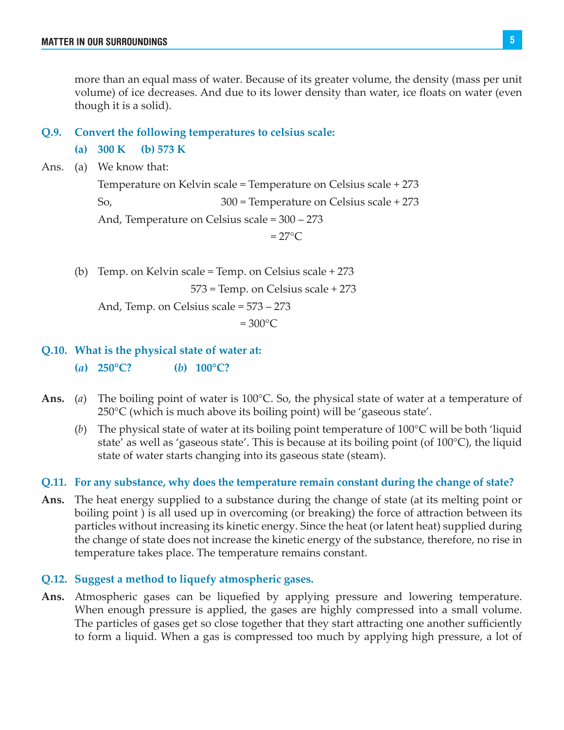more than an equal mass of water. Because of its greater volume, the density (mass per unit volume) of ice decreases. And due to its lower density than water, ice floats on water (even though it is a solid).

**Q.9. Convert the following temperatures to celsius scale:**

**(a) 300 K (b) 573 K**

Ans. (a) We know that:

Temperature on Kelvin scale = Temperature on Celsius scale + 273

So, 300 = Temperature on Celsius scale + 273

And, Temperature on Celsius scale = 300 – 273

= 27°C

(b) Temp. on Kelvin scale = Temp. on Celsius scale + 273

573 = Temp. on Celsius scale + 273

And, Temp. on Celsius scale = 573 – 273

= 300°C

**Q.10. What is the physical state of water at:**

**(*a*) 250°C? (*b*) 100°C?**

**Ans.** (*a*) The boiling point of water is 100°C. So, the physical state of water at a temperature of 250°C (which is much above its boiling point) will be 'gaseous state'.

(*b*) The physical state of water at its boiling point temperature of 100°C will be both 'liquid state' as well as 'gaseous state'. This is because at its boiling point (of 100°C), the liquid state of water starts changing into its gaseous state (steam).

**Q.11. For any substance, why does the temperature remain constant during the change of state?**

**Ans.** The heat energy supplied to a substance during the change of state (at its melting point or boiling point ) is all used up in overcoming (or breaking) the force of attraction between its particles without increasing its kinetic energy. Since the heat (or latent heat) supplied during the change of state does not increase the kinetic energy of the substance, therefore, no rise in temperature takes place. The temperature remains constant.

**Q.12. Suggest a method to liquefy atmospheric gases.**

**Ans.** Atmospheric gases can be liquefied by applying pressure and lowering temperature. When enough pressure is applied, the gases are highly compressed into a small volume. The particles of gases get so close together that they start attracting one another sufficiently to form a liquid. When a gas is compressed too much by applying high pressure, a lot of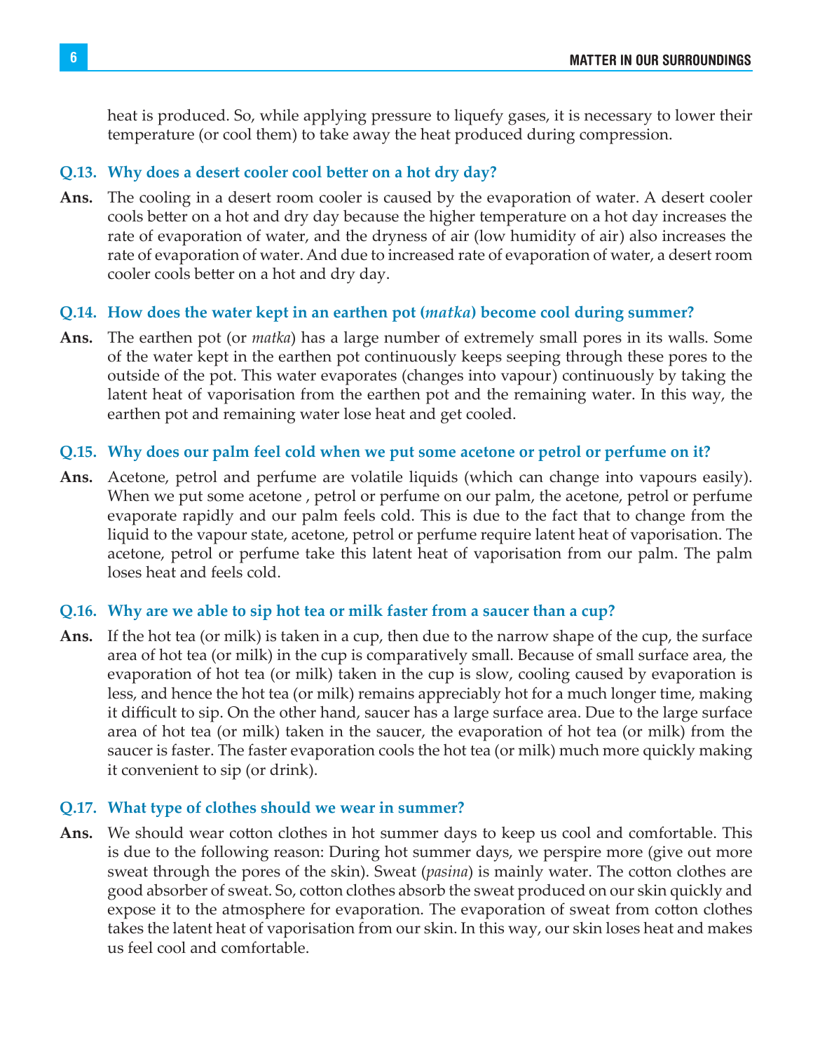heat is produced. So, while applying pressure to liquefy gases, it is necessary to lower their temperature (or cool them) to take away the heat produced during compression.

**Q.13. Why does a desert cooler cool better on a hot dry day?**

**Ans.** The cooling in a desert room cooler is caused by the evaporation of water. A desert cooler cools better on a hot and dry day because the higher temperature on a hot day increases the rate of evaporation of water, and the dryness of air (low humidity of air) also increases the rate of evaporation of water. And due to increased rate of evaporation of water, a desert room cooler cools better on a hot and dry day.

**Q.14. How does the water kept in an earthen pot (*matka*) become cool during summer?**

**Ans.** The earthen pot (or *matka*) has a large number of extremely small pores in its walls. Some of the water kept in the earthen pot continuously keeps seeping through these pores to the outside of the pot. This water evaporates (changes into vapour) continuously by taking the latent heat of vaporisation from the earthen pot and the remaining water. In this way, the earthen pot and remaining water lose heat and get cooled.

**Q.15. Why does our palm feel cold when we put some acetone or petrol or perfume on it?**

**Ans.** Acetone, petrol and perfume are volatile liquids (which can change into vapours easily). When we put some acetone , petrol or perfume on our palm, the acetone, petrol or perfume evaporate rapidly and our palm feels cold. This is due to the fact that to change from the liquid to the vapour state, acetone, petrol or perfume require latent heat of vaporisation. The acetone, petrol or perfume take this latent heat of vaporisation from our palm. The palm loses heat and feels cold.

**Q.16. Why are we able to sip hot tea or milk faster from a saucer than a cup?**

**Ans.** If the hot tea (or milk) is taken in a cup, then due to the narrow shape of the cup, the surface area of hot tea (or milk) in the cup is comparatively small. Because of small surface area, the evaporation of hot tea (or milk) taken in the cup is slow, cooling caused by evaporation is less, and hence the hot tea (or milk) remains appreciably hot for a much longer time, making it difficult to sip. On the other hand, saucer has a large surface area. Due to the large surface area of hot tea (or milk) taken in the saucer, the evaporation of hot tea (or milk) from the saucer is faster. The faster evaporation cools the hot tea (or milk) much more quickly making it convenient to sip (or drink).

**Q.17. What type of clothes should we wear in summer?**

**Ans.** We should wear cotton clothes in hot summer days to keep us cool and comfortable. This is due to the following reason: During hot summer days, we perspire more (give out more sweat through the pores of the skin). Sweat (*pasina*) is mainly water. The cotton clothes are good absorber of sweat. So, cotton clothes absorb the sweat produced on our skin quickly and expose it to the atmosphere for evaporation. The evaporation of sweat from cotton clothes takes the latent heat of vaporisation from our skin. In this way, our skin loses heat and makes us feel cool and comfortable.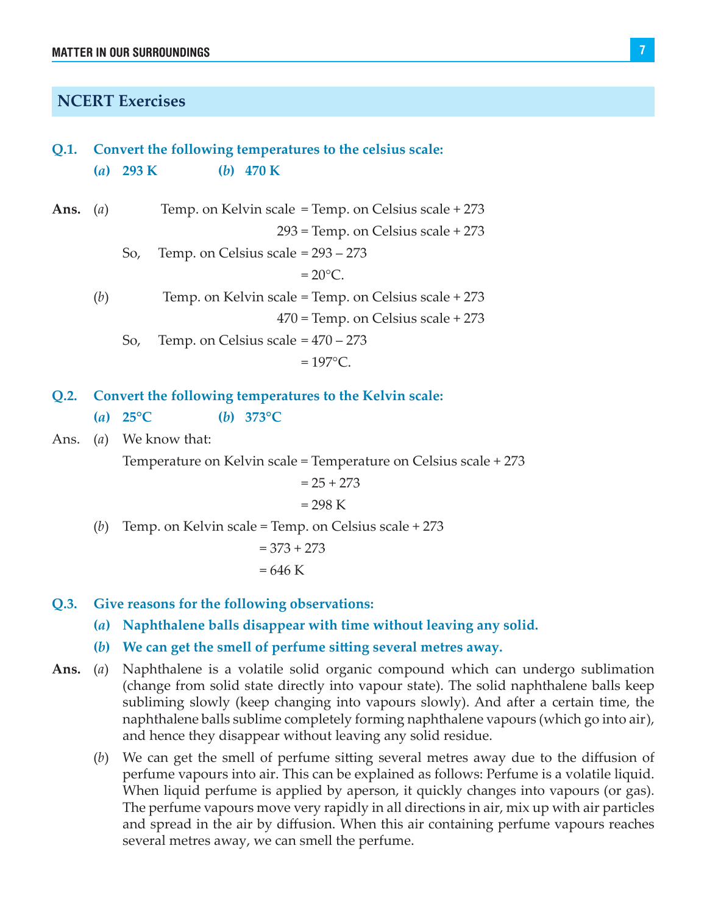## NCERT Exercises

**Q.1. Convert the following temperatures to the celsius scale:**

**(*a*) 293 K (*b*) 470 K**

**Ans.** (*a*) Temp. on Kelvin scale = Temp. on Celsius scale + 273

293 = Temp. on Celsius scale + 273

So, Temp. on Celsius scale = 293 – 273

= 20°C.

(*b*) Temp. on Kelvin scale = Temp. on Celsius scale + 273

470 = Temp. on Celsius scale + 273

So, Temp. on Celsius scale = 470 – 273

= 197°C.

**Q.2. Convert the following temperatures to the Kelvin scale:**

**(*a*) 25°C (*b*) 373°C**

Ans. (*a*) We know that:

Temperature on Kelvin scale = Temperature on Celsius scale + 273

= 25 + 273

= 298 K

(*b*) Temp. on Kelvin scale = Temp. on Celsius scale + 273

= 373 + 273

= 646 K

**Q.3. Give reasons for the following observations:**

**(*a*) Naphthalene balls disappear with time without leaving any solid.**

**(*b*) We can get the smell of perfume sitting several metres away.**

**Ans.** (*a*) Naphthalene is a volatile solid organic compound which can undergo sublimation (change from solid state directly into vapour state). The solid naphthalene balls keep subliming slowly (keep changing into vapours slowly). And after a certain time, the naphthalene balls sublime completely forming naphthalene vapours (which go into air), and hence they disappear without leaving any solid residue.

(*b*) We can get the smell of perfume sitting several metres away due to the diffusion of perfume vapours into air. This can be explained as follows: Perfume is a volatile liquid. When liquid perfume is applied by aperson, it quickly changes into vapours (or gas). The perfume vapours move very rapidly in all directions in air, mix up with air particles and spread in the air by diffusion. When this air containing perfume vapours reaches several metres away, we can smell the perfume.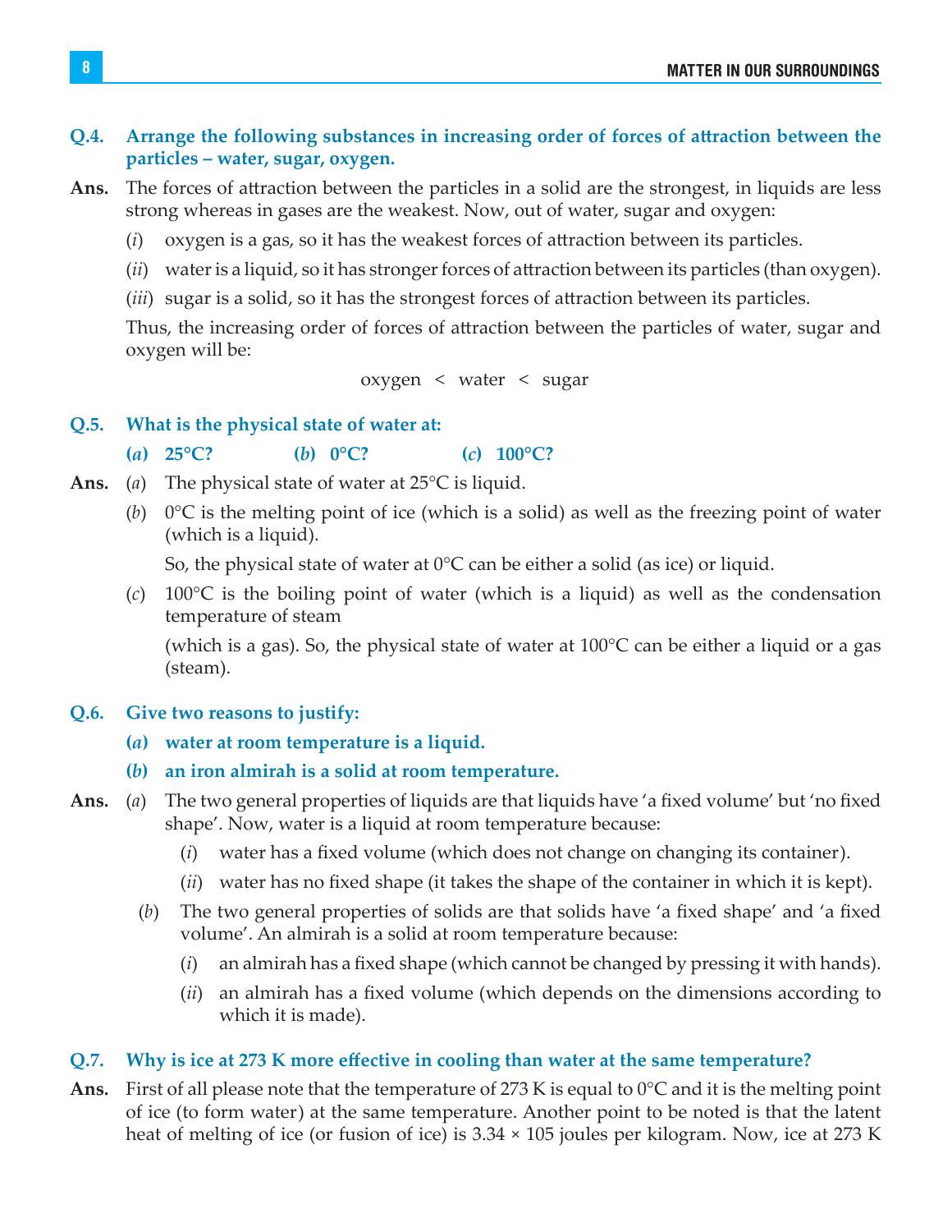**Q.4. Arrange the following substances in increasing order of forces of attraction between the particles – water, sugar, oxygen.**

**Ans.** The forces of attraction between the particles in a solid are the strongest, in liquids are less strong whereas in gases are the weakest. Now, out of water, sugar and oxygen:

(*i*) oxygen is a gas, so it has the weakest forces of attraction between its particles.

(*ii*) water is a liquid, so it has stronger forces of attraction between its particles (than oxygen).

(*iii*) sugar is a solid, so it has the strongest forces of attraction between its particles.

Thus, the increasing order of forces of attraction between the particles of water, sugar and oxygen will be:

$$\text{oxygen} < \text{water} < \text{sugar}$$

**Q.5. What is the physical state of water at:**

**(*a*) 25°C? (*b*) 0°C? (*c*) 100°C?**

**Ans.** (*a*) The physical state of water at 25°C is liquid.

(*b*) 0°C is the melting point of ice (which is a solid) as well as the freezing point of water (which is a liquid).

So, the physical state of water at 0°C can be either a solid (as ice) or liquid.

(*c*) 100°C is the boiling point of water (which is a liquid) as well as the condensation temperature of steam

(which is a gas). So, the physical state of water at 100°C can be either a liquid or a gas (steam).

**Q.6. Give two reasons to justify:**

**(*a*) water at room temperature is a liquid.**

**(*b*) an iron almirah is a solid at room temperature.**

**Ans.** (*a*) The two general properties of liquids are that liquids have 'a fixed volume' but 'no fixed shape'. Now, water is a liquid at room temperature because:

(*i*) water has a fixed volume (which does not change on changing its container).

(*ii*) water has no fixed shape (it takes the shape of the container in which it is kept).

(*b*) The two general properties of solids are that solids have 'a fixed shape' and 'a fixed volume'. An almirah is a solid at room temperature because:

(*i*) an almirah has a fixed shape (which cannot be changed by pressing it with hands).

(*ii*) an almirah has a fixed volume (which depends on the dimensions according to which it is made).

**Q.7. Why is ice at 273 K more effective in cooling than water at the same temperature?**

**Ans.** First of all please note that the temperature of 273 K is equal to 0°C and it is the melting point of ice (to form water) at the same temperature. Another point to be noted is that the latent heat of melting of ice (or fusion of ice) is 3.34 × 105 joules per kilogram. Now, ice at 273 K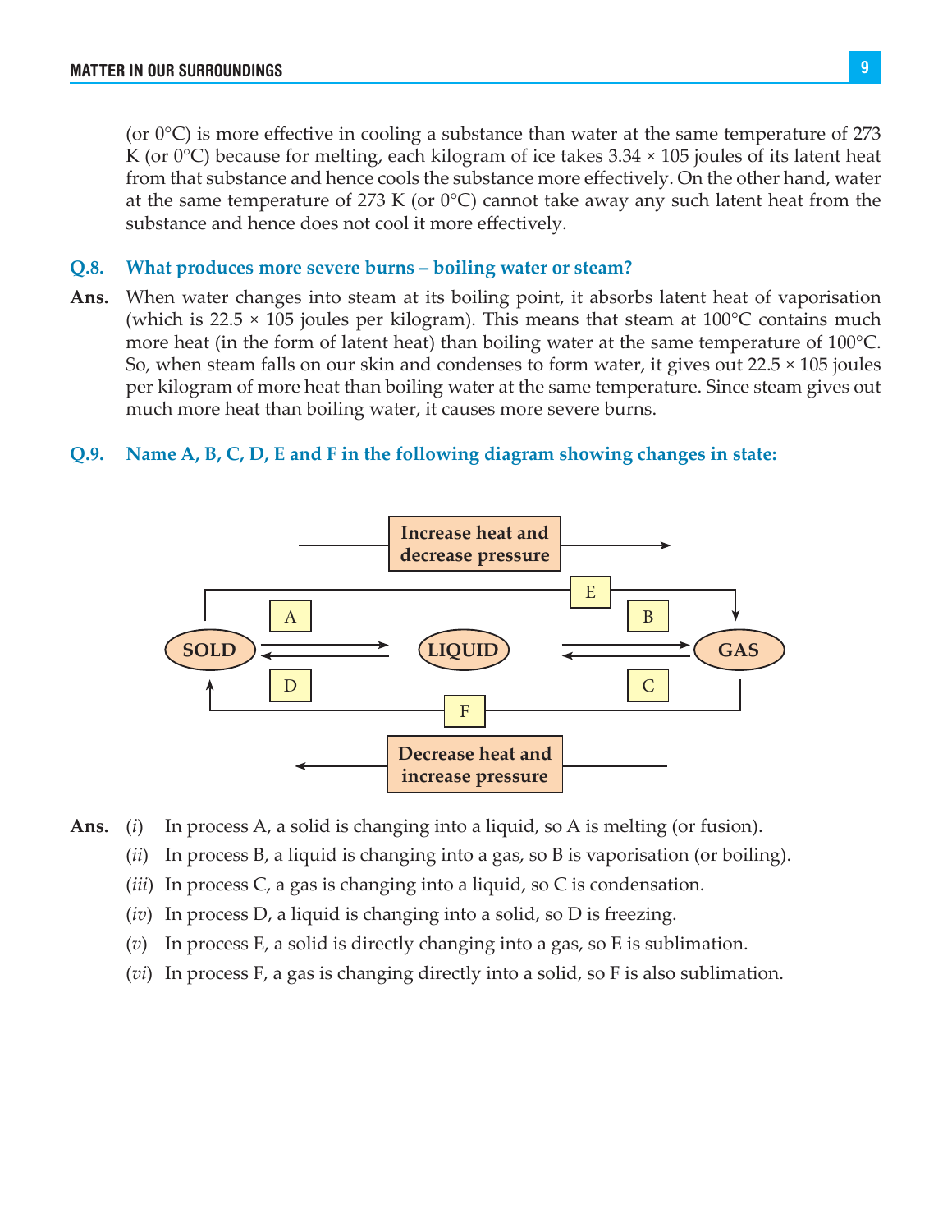(or 0°C) is more effective in cooling a substance than water at the same temperature of 273 K (or 0°C) because for melting, each kilogram of ice takes 3.34 × 105 joules of its latent heat from that substance and hence cools the substance more effectively. On the other hand, water at the same temperature of 273 K (or 0°C) cannot take away any such latent heat from the substance and hence does not cool it more effectively.

**Q.8. What produces more severe burns – boiling water or steam?**

**Ans.** When water changes into steam at its boiling point, it absorbs latent heat of vaporisation (which is 22.5 × 105 joules per kilogram). This means that steam at 100°C contains much more heat (in the form of latent heat) than boiling water at the same temperature of 100°C. So, when steam falls on our skin and condenses to form water, it gives out 22.5 × 105 joules per kilogram of more heat than boiling water at the same temperature. Since steam gives out much more heat than boiling water, it causes more severe burns.

**Q.9. Name A, B, C, D, E and F in the following diagram showing changes in state:**

Increase heat and decrease pressure

E

A

B

SOLD

LIQUID

GAS

D

C

F

Decrease heat and increase pressure

**Ans.** (*i*) In process A, a solid is changing into a liquid, so A is melting (or fusion).

(*ii*) In process B, a liquid is changing into a gas, so B is vaporisation (or boiling).

(*iii*) In process C, a gas is changing into a liquid, so C is condensation.

(*iv*) In process D, a liquid is changing into a solid, so D is freezing.

(*v*) In process E, a solid is directly changing into a gas, so E is sublimation.

(*vi*) In process F, a gas is changing directly into a solid, so F is also sublimation.